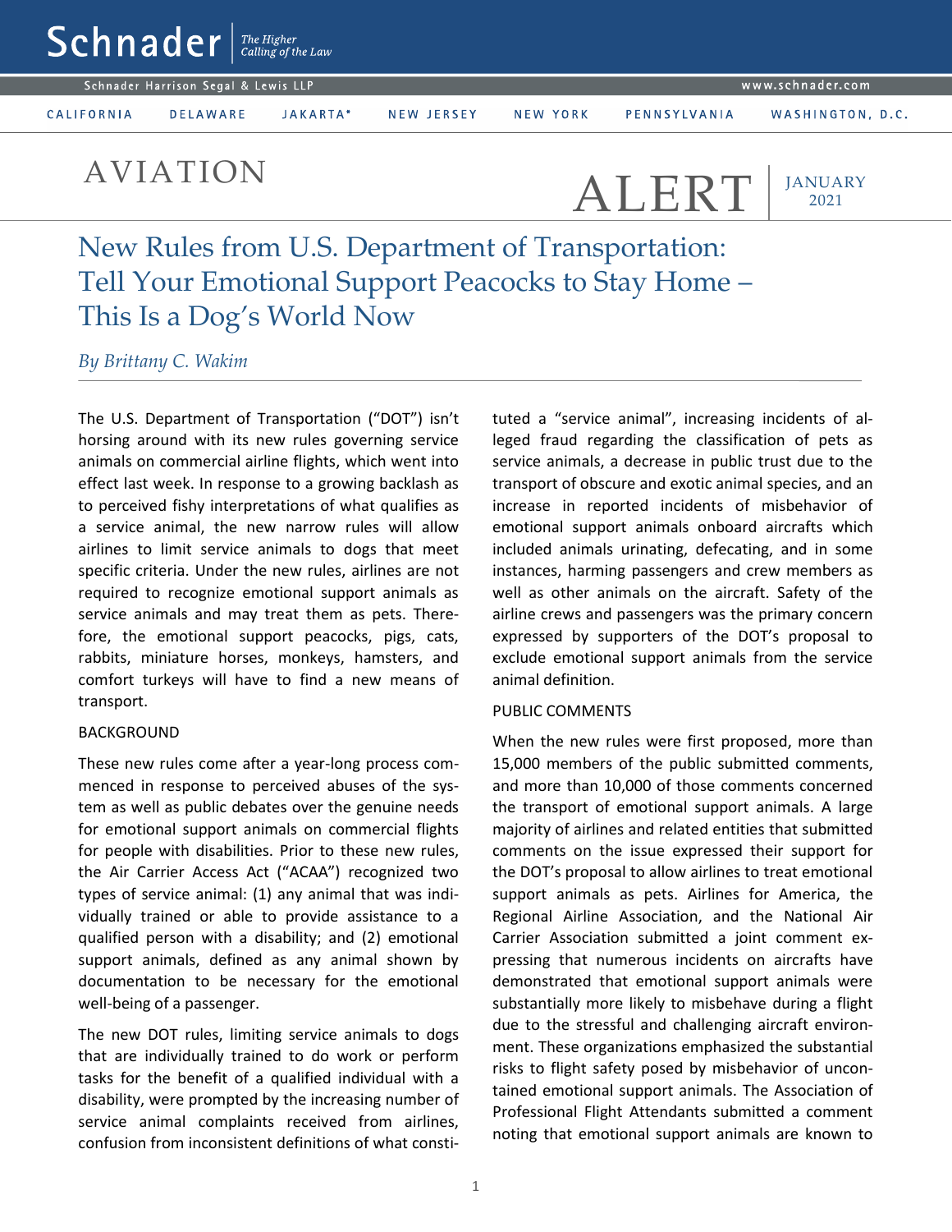# New Rules from U.S. Department of Transportation: Tell Your Emotional Support Peacocks to Stay Home – This Is a Dog's World Now

*By Brittany C. Wakim*

The U.S. Department of Transportation ("DOT") isn't horsing around with its new rules governing service animals on commercial airline flights, which went into effect last week. In response to a growing backlash as to perceived fishy interpretations of what qualifies as a service animal, the new narrow rules will allow airlines to limit service animals to dogs that meet specific criteria. Under the new rules, airlines are not required to recognize emotional support animals as service animals and may treat them as pets. Therefore, the emotional support peacocks, pigs, cats, rabbits, miniature horses, monkeys, hamsters, and comfort turkeys will have to find a new means of transport.

## BACKGROUND

These new rules come after a year-long process commenced in response to perceived abuses of the system as well as public debates over the genuine needs for emotional support animals on commercial flights for people with disabilities. Prior to these new rules, the Air Carrier Access Act ("ACAA") recognized two types of service animal: (1) any animal that was individually trained or able to provide assistance to a qualified person with a disability; and (2) emotional support animals, defined as any animal shown by documentation to be necessary for the emotional well-being of a passenger.

The new DOT rules, limiting service animals to dogs that are individually trained to do work or perform tasks for the benefit of a qualified individual with a disability, were prompted by the increasing number of service animal complaints received from airlines, confusion from inconsistent definitions of what constituted a "service animal", increasing incidents of alleged fraud regarding the classification of pets as service animals, a decrease in public trust due to the transport of obscure and exotic animal species, and an increase in reported incidents of misbehavior of emotional support animals onboard aircrafts which included animals urinating, defecating, and in some instances, harming passengers and crew members as well as other animals on the aircraft. Safety of the airline crews and passengers was the primary concern expressed by supporters of the DOT's proposal to exclude emotional support animals from the service animal definition.

## PUBLIC COMMENTS

When the new rules were first proposed, more than 15,000 members of the public submitted comments, and more than 10,000 of those comments concerned the transport of emotional support animals. A large majority of airlines and related entities that submitted comments on the issue expressed their support for the DOT's proposal to allow airlines to treat emotional support animals as pets. Airlines for America, the Regional Airline Association, and the National Air Carrier Association submitted a joint comment expressing that numerous incidents on aircrafts have demonstrated that emotional support animals were substantially more likely to misbehave during a flight due to the stressful and challenging aircraft environment. These organizations emphasized the substantial risks to flight safety posed by misbehavior of uncontained emotional support animals. The Association of Professional Flight Attendants submitted a comment noting that emotional support animals are known to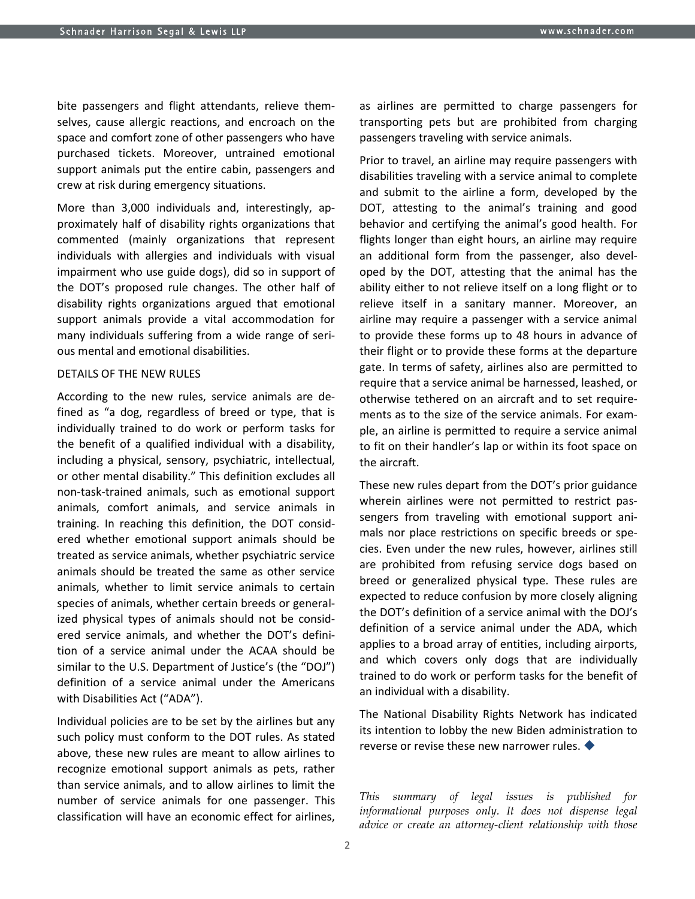bite passengers and flight attendants, relieve themselves, cause allergic reactions, and encroach on the space and comfort zone of other passengers who have purchased tickets. Moreover, untrained emotional support animals put the entire cabin, passengers and crew at risk during emergency situations.

More than 3,000 individuals and, interestingly, approximately half of disability rights organizations that commented (mainly organizations that represent individuals with allergies and individuals with visual impairment who use guide dogs), did so in support of the DOT's proposed rule changes. The other half of disability rights organizations argued that emotional support animals provide a vital accommodation for many individuals suffering from a wide range of serious mental and emotional disabilities.

DETAILS OF THE NEW RULES

According to the new rules, service animals are defined as "a dog, regardless of breed or type, that is individually trained to do work or perform tasks for the benefit of a qualified individual with a disability, including a physical, sensory, psychiatric, intellectual, or other mental disability." This definition excludes all non-task-trained animals, such as emotional support animals, comfort animals, and service animals in training. In reaching this definition, the DOT considered whether emotional support animals should be treated as service animals, whether psychiatric service animals should be treated the same as other service animals, whether to limit service animals to certain species of animals, whether certain breeds or generalized physical types of animals should not be considered service animals, and whether the DOT's definition of a service animal under the ACAA should be similar to the U.S. Department of Justice's (the "DOJ") definition of a service animal under the Americans with Disabilities Act ("ADA").

Individual policies are to be set by the airlines but any such policy must conform to the DOT rules. As stated above, these new rules are meant to allow airlines to recognize emotional support animals as pets, rather than service animals, and to allow airlines to limit the number of service animals for one passenger. This classification will have an economic effect for airlines, as airlines are permitted to charge passengers for transporting pets but are prohibited from charging passengers traveling with service animals.

Prior to travel, an airline may require passengers with disabilities traveling with a service animal to complete and submit to the airline a form, developed by the DOT, attesting to the animal's training and good behavior and certifying the animal's good health. For flights longer than eight hours, an airline may require an additional form from the passenger, also developed by the DOT, attesting that the animal has the ability either to not relieve itself on a long flight or to relieve itself in a sanitary manner. Moreover, an airline may require a passenger with a service animal to provide these forms up to 48 hours in advance of their flight or to provide these forms at the departure gate. In terms of safety, airlines also are permitted to require that a service animal be harnessed, leashed, or otherwise tethered on an aircraft and to set requirements as to the size of the service animals. For example, an airline is permitted to require a service animal to fit on their handler's lap or within its foot space on the aircraft.

These new rules depart from the DOT's prior guidance wherein airlines were not permitted to restrict passengers from traveling with emotional support animals nor place restrictions on specific breeds or species. Even under the new rules, however, airlines still are prohibited from refusing service dogs based on breed or generalized physical type. These rules are expected to reduce confusion by more closely aligning the DOT's definition of a service animal with the DOJ's definition of a service animal under the ADA, which applies to a broad array of entities, including airports, and which covers only dogs that are individually trained to do work or perform tasks for the benefit of an individual with a disability.

The National Disability Rights Network has indicated its intention to lobby the new Biden administration to reverse or revise these new narrower rules. ◆

*This summary of legal issues is published for informational purposes only. It does not dispense legal advice or create an attorney-client relationship with those*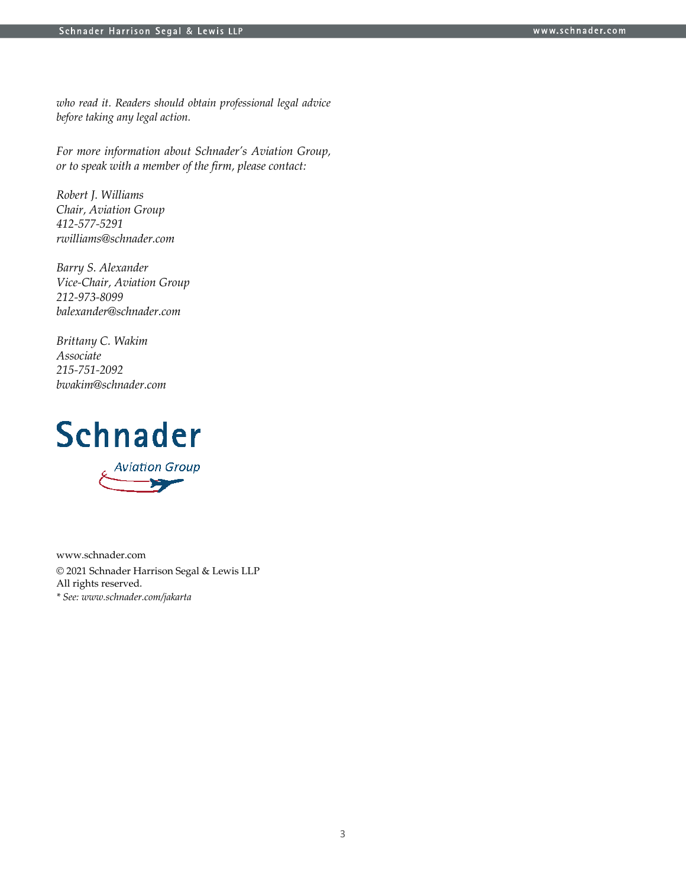*who read it. Readers should obtain professional legal advice before taking any legal action.*

*For more information about Schnader's Aviation Group, or to speak with a member of the firm, please contact:*

*Robert J. Williams*
*Chair, Aviation Group*
*412-577-5291*
*rwilliams@schnader.com*

*Barry S. Alexander*
*Vice-Chair, Aviation Group*
*212-973-8099*
*balexander@schnader.com*

*Brittany C. Wakim*
*Associate*
*215-751-2092*
*bwakim@schnader.com*

Schnader

Aviation Group

www.schnader.com
© 2021 Schnader Harrison Segal & Lewis LLP
All rights reserved.
*\* See: www.schnader.com/jakarta*